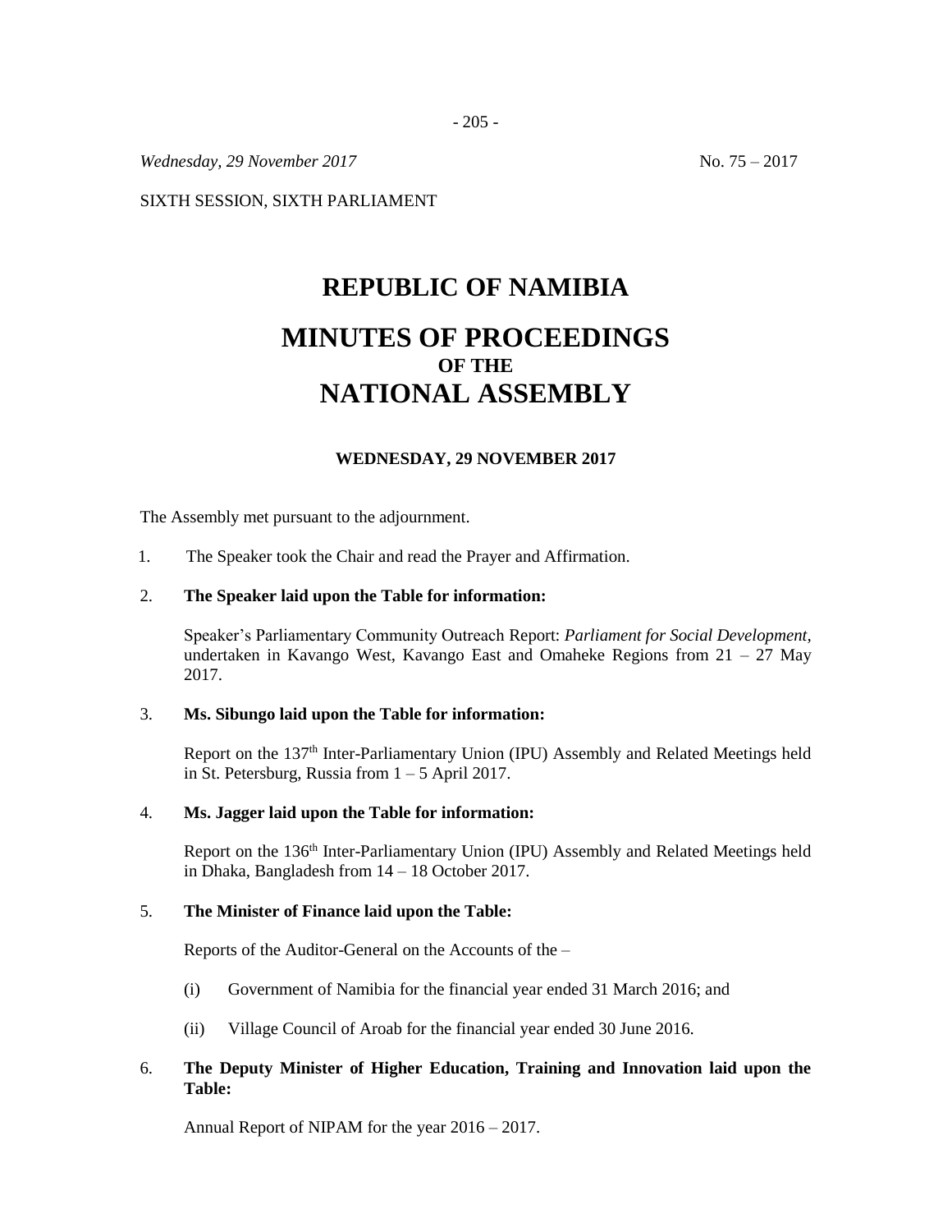*Wednesday, 29 November 2017* No. 75 – 2017

SIXTH SESSION, SIXTH PARLIAMENT

# REPUBLIC OF NAMIBIA

# MINUTES OF PROCEEDINGS
## OF THE
# NATIONAL ASSEMBLY

### WEDNESDAY, 29 NOVEMBER 2017

The Assembly met pursuant to the adjournment.

1. The Speaker took the Chair and read the Prayer and Affirmation.

2. **The Speaker laid upon the Table for information:**

   Speaker's Parliamentary Community Outreach Report: *Parliament for Social Development*, undertaken in Kavango West, Kavango East and Omaheke Regions from 21 – 27 May 2017.

3. **Ms. Sibungo laid upon the Table for information:**

   Report on the 137th Inter-Parliamentary Union (IPU) Assembly and Related Meetings held in St. Petersburg, Russia from 1 – 5 April 2017.

4. **Ms. Jagger laid upon the Table for information:**

   Report on the 136th Inter-Parliamentary Union (IPU) Assembly and Related Meetings held in Dhaka, Bangladesh from 14 – 18 October 2017.

5. **The Minister of Finance laid upon the Table:**

   Reports of the Auditor-General on the Accounts of the –

   (i) Government of Namibia for the financial year ended 31 March 2016; and

   (ii) Village Council of Aroab for the financial year ended 30 June 2016.

6. **The Deputy Minister of Higher Education, Training and Innovation laid upon the Table:**

   Annual Report of NIPAM for the year 2016 – 2017.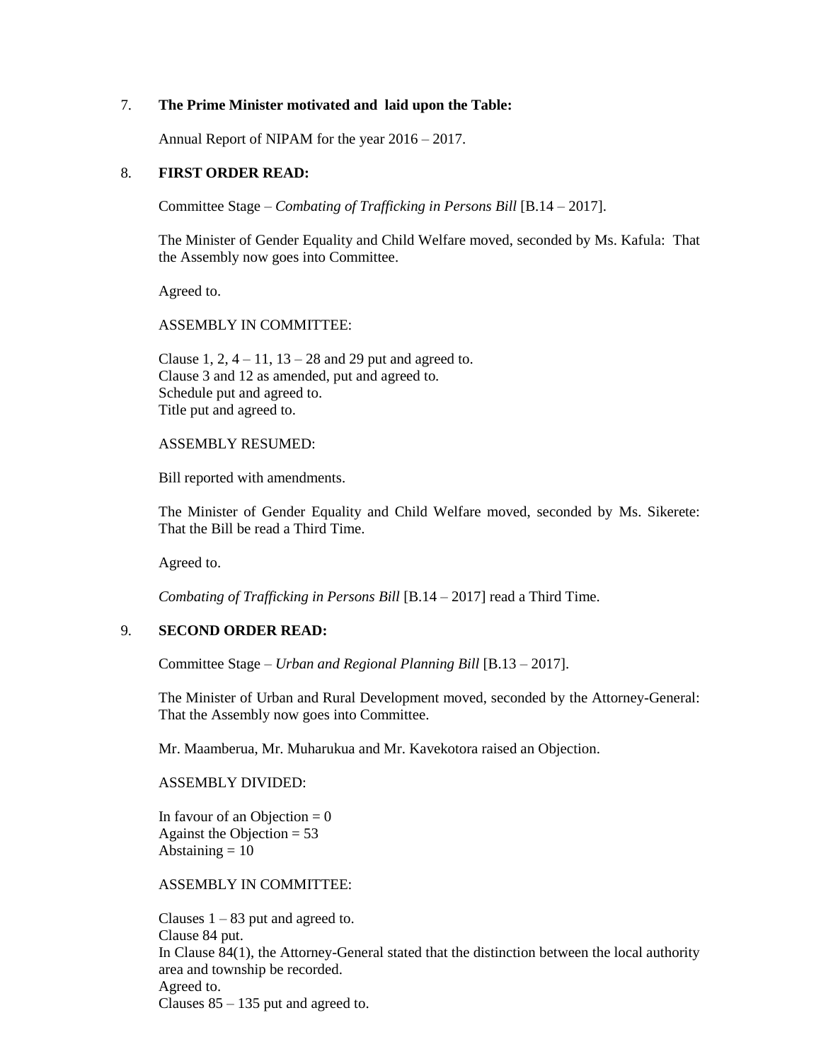7. **The Prime Minister motivated and laid upon the Table:**

   Annual Report of NIPAM for the year 2016 – 2017.

8. **FIRST ORDER READ:**

   Committee Stage – *Combating of Trafficking in Persons Bill* [B.14 – 2017].

   The Minister of Gender Equality and Child Welfare moved, seconded by Ms. Kafula: That the Assembly now goes into Committee.

   Agreed to.

   ASSEMBLY IN COMMITTEE:

   Clause 1, 2, 4 – 11, 13 – 28 and 29 put and agreed to.
   Clause 3 and 12 as amended, put and agreed to.
   Schedule put and agreed to.
   Title put and agreed to.

   ASSEMBLY RESUMED:

   Bill reported with amendments.

   The Minister of Gender Equality and Child Welfare moved, seconded by Ms. Sikerete: That the Bill be read a Third Time.

   Agreed to.

   *Combating of Trafficking in Persons Bill* [B.14 – 2017] read a Third Time.

9. **SECOND ORDER READ:**

   Committee Stage – *Urban and Regional Planning Bill* [B.13 – 2017].

   The Minister of Urban and Rural Development moved, seconded by the Attorney-General: That the Assembly now goes into Committee.

   Mr. Maamberua, Mr. Muharukua and Mr. Kavekotora raised an Objection.

   ASSEMBLY DIVIDED:

   In favour of an Objection = 0
   Against the Objection = 53
   Abstaining = 10

   ASSEMBLY IN COMMITTEE:

   Clauses 1 – 83 put and agreed to.
   Clause 84 put.
   In Clause 84(1), the Attorney-General stated that the distinction between the local authority area and township be recorded.
   Agreed to.
   Clauses 85 – 135 put and agreed to.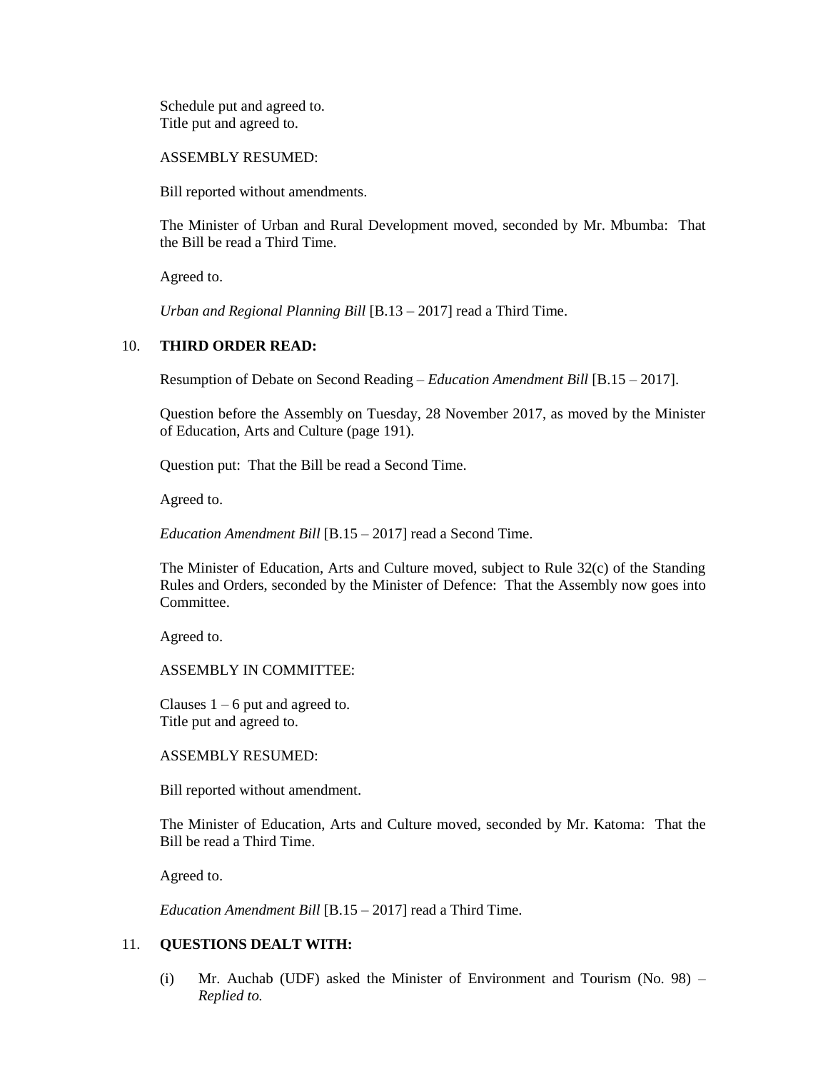Schedule put and agreed to.
Title put and agreed to.

ASSEMBLY RESUMED:

Bill reported without amendments.

The Minister of Urban and Rural Development moved, seconded by Mr. Mbumba: That the Bill be read a Third Time.

Agreed to.

*Urban and Regional Planning Bill* [B.13 – 2017] read a Third Time.

10. **THIRD ORDER READ:**

Resumption of Debate on Second Reading – *Education Amendment Bill* [B.15 – 2017].

Question before the Assembly on Tuesday, 28 November 2017, as moved by the Minister of Education, Arts and Culture (page 191).

Question put: That the Bill be read a Second Time.

Agreed to.

*Education Amendment Bill* [B.15 – 2017] read a Second Time.

The Minister of Education, Arts and Culture moved, subject to Rule 32(c) of the Standing Rules and Orders, seconded by the Minister of Defence: That the Assembly now goes into Committee.

Agreed to.

ASSEMBLY IN COMMITTEE:

Clauses 1 – 6 put and agreed to.
Title put and agreed to.

ASSEMBLY RESUMED:

Bill reported without amendment.

The Minister of Education, Arts and Culture moved, seconded by Mr. Katoma: That the Bill be read a Third Time.

Agreed to.

*Education Amendment Bill* [B.15 – 2017] read a Third Time.

11. **QUESTIONS DEALT WITH:**

(i) Mr. Auchab (UDF) asked the Minister of Environment and Tourism (No. 98) – *Replied to.*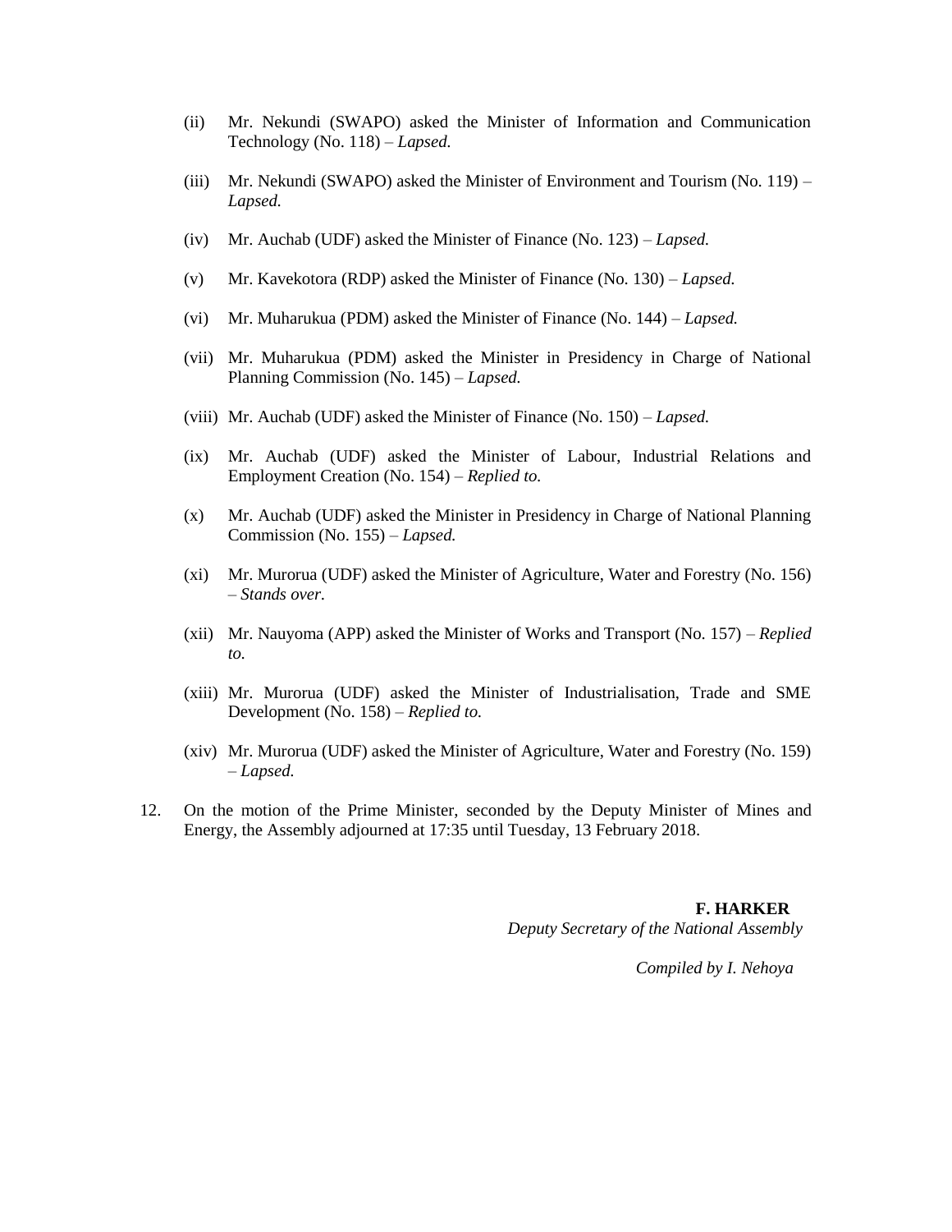(ii) Mr. Nekundi (SWAPO) asked the Minister of Information and Communication Technology (No. 118) – *Lapsed.*

(iii) Mr. Nekundi (SWAPO) asked the Minister of Environment and Tourism (No. 119) – *Lapsed.*

(iv) Mr. Auchab (UDF) asked the Minister of Finance (No. 123) – *Lapsed.*

(v) Mr. Kavekotora (RDP) asked the Minister of Finance (No. 130) – *Lapsed.*

(vi) Mr. Muharukua (PDM) asked the Minister of Finance (No. 144) – *Lapsed.*

(vii) Mr. Muharukua (PDM) asked the Minister in Presidency in Charge of National Planning Commission (No. 145) – *Lapsed.*

(viii) Mr. Auchab (UDF) asked the Minister of Finance (No. 150) – *Lapsed.*

(ix) Mr. Auchab (UDF) asked the Minister of Labour, Industrial Relations and Employment Creation (No. 154) – *Replied to.*

(x) Mr. Auchab (UDF) asked the Minister in Presidency in Charge of National Planning Commission (No. 155) – *Lapsed.*

(xi) Mr. Murorua (UDF) asked the Minister of Agriculture, Water and Forestry (No. 156) – *Stands over.*

(xii) Mr. Nauyoma (APP) asked the Minister of Works and Transport (No. 157) – *Replied to.*

(xiii) Mr. Murorua (UDF) asked the Minister of Industrialisation, Trade and SME Development (No. 158) – *Replied to.*

(xiv) Mr. Murorua (UDF) asked the Minister of Agriculture, Water and Forestry (No. 159) – *Lapsed.*

12. On the motion of the Prime Minister, seconded by the Deputy Minister of Mines and Energy, the Assembly adjourned at 17:35 until Tuesday, 13 February 2018.

**F. HARKER**
*Deputy Secretary of the National Assembly*

*Compiled by I. Nehoya*